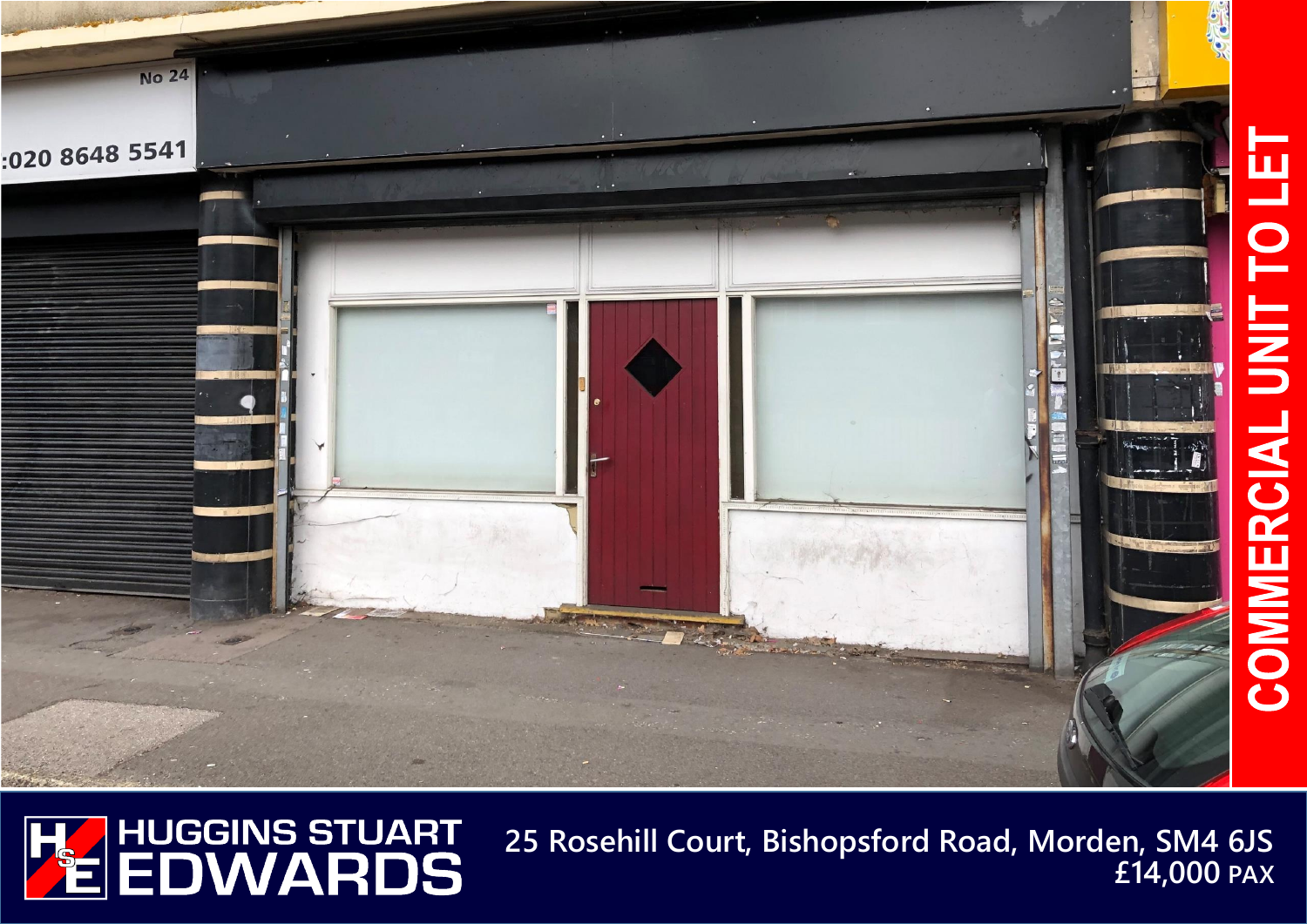# COMMERCIAL UNIT TO LET

HUGGINS STUART EDWARDS

25 Rosehill Court, Bishopsford Road, Morden, SM4 6JS

£14,000 PAX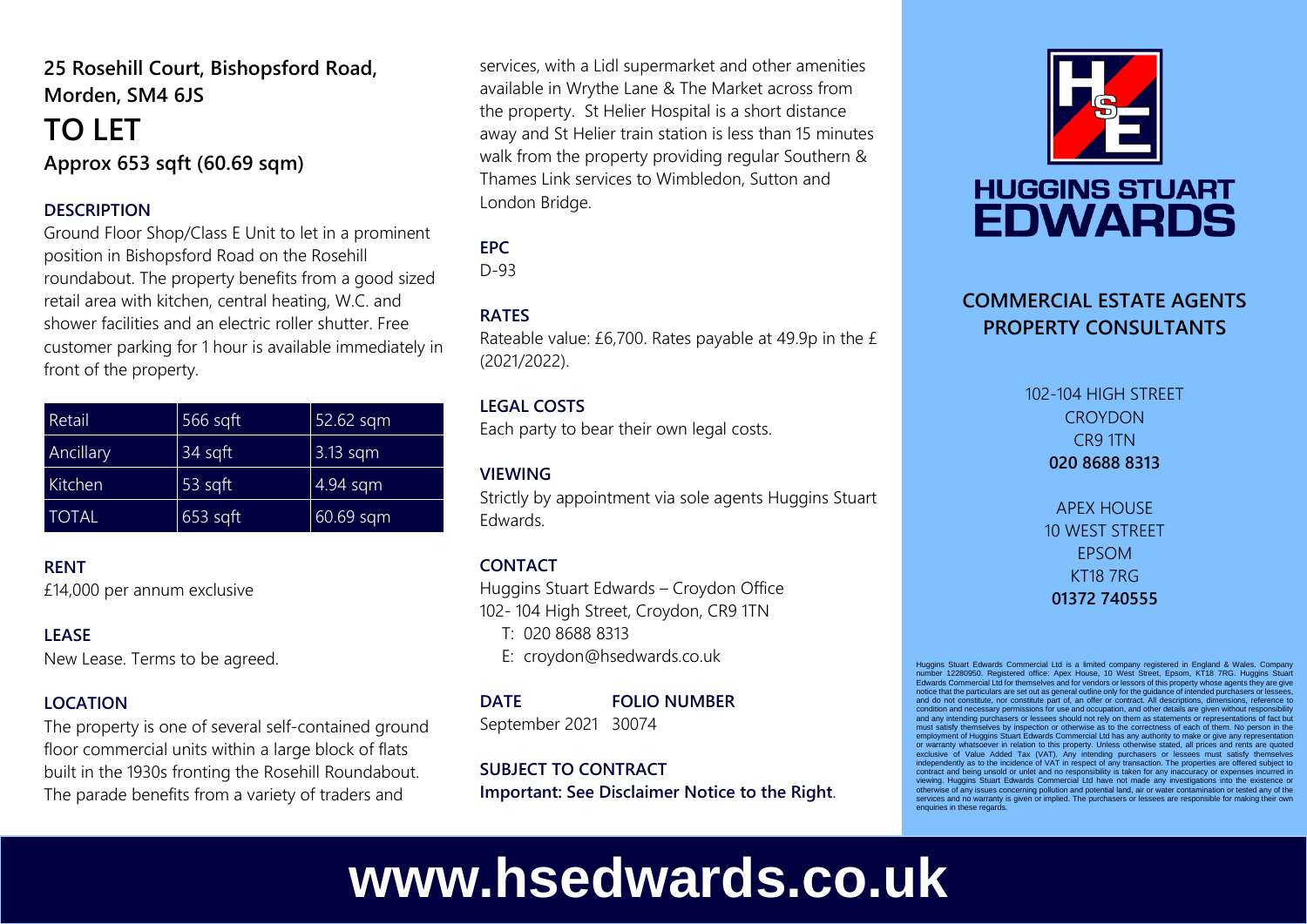## 25 Rosehill Court, Bishopsford Road, Morden, SM4 6JS

# TO LET

**Approx 653 sqft (60.69 sqm)**

### DESCRIPTION

Ground Floor Shop/Class E Unit to let in a prominent position in Bishopsford Road on the Rosehill roundabout. The property benefits from a good sized retail area with kitchen, central heating, W.C. and shower facilities and an electric roller shutter. Free customer parking for 1 hour is available immediately in front of the property.

| | | |
|---|---|---|
| Retail | 566 sqft | 52.62 sqm |
| Ancillary | 34 sqft | 3.13 sqm |
| Kitchen | 53 sqft | 4.94 sqm |
| TOTAL | 653 sqft | 60.69 sqm |

### RENT

£14,000 per annum exclusive

### LEASE

New Lease. Terms to be agreed.

### LOCATION

The property is one of several self-contained ground floor commercial units within a large block of flats built in the 1930s fronting the Rosehill Roundabout. The parade benefits from a variety of traders and services, with a Lidl supermarket and other amenities available in Wrythe Lane & The Market across from the property. St Helier Hospital is a short distance away and St Helier train station is less than 15 minutes walk from the property providing regular Southern & Thames Link services to Wimbledon, Sutton and London Bridge.

### EPC

D-93

### RATES

Rateable value: £6,700. Rates payable at 49.9p in the £ (2021/2022).

### LEGAL COSTS

Each party to bear their own legal costs.

### VIEWING

Strictly by appointment via sole agents Huggins Stuart Edwards.

### CONTACT

Huggins Stuart Edwards – Croydon Office
102- 104 High Street, Croydon, CR9 1TN
T: 020 8688 8313
E: croydon@hsedwards.co.uk

**DATE** September 2021 **FOLIO NUMBER** 30074

### SUBJECT TO CONTRACT

**Important: See Disclaimer Notice to the Right.**

**HUGGINS STUART EDWARDS**

**COMMERCIAL ESTATE AGENTS**
**PROPERTY CONSULTANTS**

102-104 HIGH STREET
CROYDON
CR9 1TN
**020 8688 8313**

APEX HOUSE
10 WEST STREET
EPSOM
KT18 7RG
**01372 740555**

Huggins Stuart Edwards Commercial Ltd is a limited company registered in England & Wales. Company number 12280950. Registered office: Apex House, 10 West Street, Epsom, KT18 7RG. Huggins Stuart Edwards Commercial Ltd for themselves and for vendors or lessors of this property whose agents they are give notice that the particulars are set out as general outline only for the guidance of intended purchasers or lessees, and do not constitute, nor constitute part of, an offer or contract. All descriptions, dimensions, reference to condition and necessary permissions for use and occupation, and other details are given without responsibility and any intending purchasers or lessees should not rely on them as statements or representations of fact but must satisfy themselves by inspection or otherwise as to the correctness of each of them. No person in the employment of Huggins Stuart Edwards Commercial Ltd has any authority to make or give any representation or warranty whatsoever in relation to this property. Unless otherwise stated, all prices and rents are quoted exclusive of Value Added Tax (VAT). Any intending purchasers or lessees must satisfy themselves independently as to the incidence of VAT in respect of any transaction. The properties are offered subject to contract and being unsold or unlet and no responsibility is taken for any inaccuracy or expenses incurred in viewing. Huggins Stuart Edwards Commercial Ltd have not made any investigations into the existence or otherwise of any issues concerning pollution and potential land, air or water contamination or tested any of the services and no warranty is given or implied. The purchasers or lessees are responsible for making their own enquiries in these regards.

**www.hsedwards.co.uk**